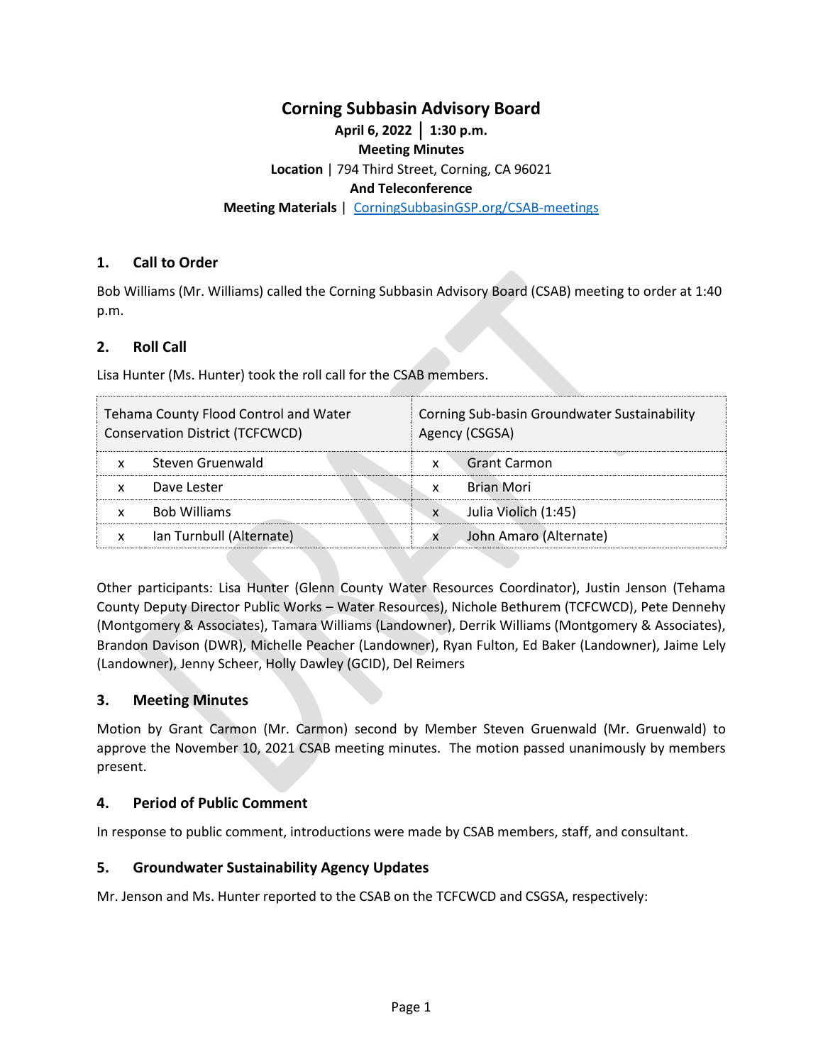# Corning Subbasin Advisory Board

**April 6, 2022 │ 1:30 p.m.**
**Meeting Minutes**
**Location** | 794 Third Street, Corning, CA 96021
**And Teleconference**
**Meeting Materials** | CorningSubbasinGSP.org/CSAB-meetings

## 1. Call to Order

Bob Williams (Mr. Williams) called the Corning Subbasin Advisory Board (CSAB) meeting to order at 1:40 p.m.

## 2. Roll Call

Lisa Hunter (Ms. Hunter) took the roll call for the CSAB members.

| Tehama County Flood Control and Water Conservation District (TCFCWCD) | | Corning Sub-basin Groundwater Sustainability Agency (CSGSA) | |
|---|---|---|---|
| x | Steven Gruenwald | x | Grant Carmon |
| x | Dave Lester | x | Brian Mori |
| x | Bob Williams | x | Julia Violich (1:45) |
| x | Ian Turnbull (Alternate) | x | John Amaro (Alternate) |

Other participants: Lisa Hunter (Glenn County Water Resources Coordinator), Justin Jenson (Tehama County Deputy Director Public Works – Water Resources), Nichole Bethurem (TCFCWCD), Pete Dennehy (Montgomery & Associates), Tamara Williams (Landowner), Derrik Williams (Montgomery & Associates), Brandon Davison (DWR), Michelle Peacher (Landowner), Ryan Fulton, Ed Baker (Landowner), Jaime Lely (Landowner), Jenny Scheer, Holly Dawley (GCID), Del Reimers

## 3. Meeting Minutes

Motion by Grant Carmon (Mr. Carmon) second by Member Steven Gruenwald (Mr. Gruenwald) to approve the November 10, 2021 CSAB meeting minutes. The motion passed unanimously by members present.

## 4. Period of Public Comment

In response to public comment, introductions were made by CSAB members, staff, and consultant.

## 5. Groundwater Sustainability Agency Updates

Mr. Jenson and Ms. Hunter reported to the CSAB on the TCFCWCD and CSGSA, respectively: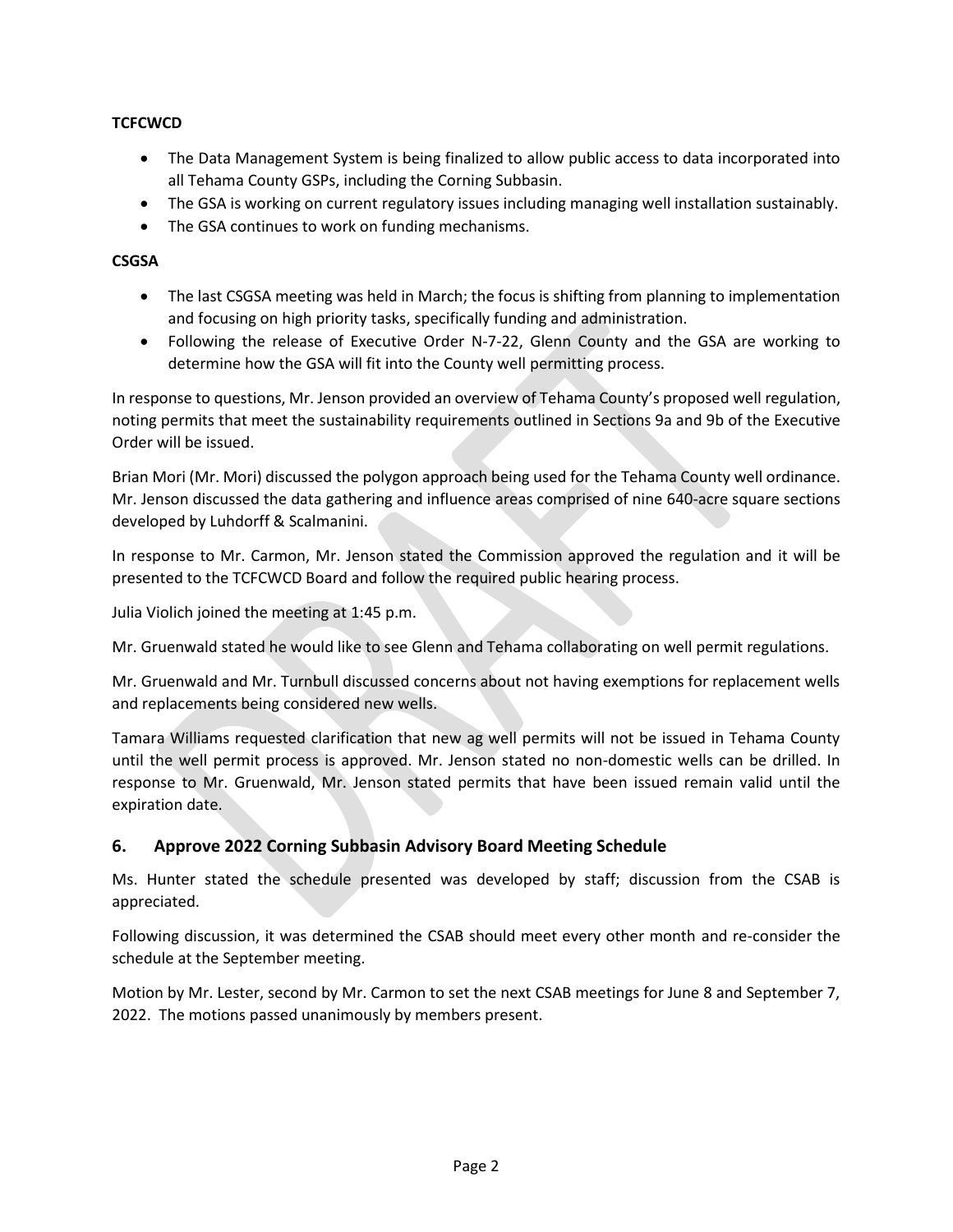**TCFCWCD**

- The Data Management System is being finalized to allow public access to data incorporated into all Tehama County GSPs, including the Corning Subbasin.
- The GSA is working on current regulatory issues including managing well installation sustainably.
- The GSA continues to work on funding mechanisms.

**CSGSA**

- The last CSGSA meeting was held in March; the focus is shifting from planning to implementation and focusing on high priority tasks, specifically funding and administration.
- Following the release of Executive Order N-7-22, Glenn County and the GSA are working to determine how the GSA will fit into the County well permitting process.

In response to questions, Mr. Jenson provided an overview of Tehama County's proposed well regulation, noting permits that meet the sustainability requirements outlined in Sections 9a and 9b of the Executive Order will be issued.

Brian Mori (Mr. Mori) discussed the polygon approach being used for the Tehama County well ordinance. Mr. Jenson discussed the data gathering and influence areas comprised of nine 640-acre square sections developed by Luhdorff & Scalmanini.

In response to Mr. Carmon, Mr. Jenson stated the Commission approved the regulation and it will be presented to the TCFCWCD Board and follow the required public hearing process.

Julia Violich joined the meeting at 1:45 p.m.

Mr. Gruenwald stated he would like to see Glenn and Tehama collaborating on well permit regulations.

Mr. Gruenwald and Mr. Turnbull discussed concerns about not having exemptions for replacement wells and replacements being considered new wells.

Tamara Williams requested clarification that new ag well permits will not be issued in Tehama County until the well permit process is approved. Mr. Jenson stated no non-domestic wells can be drilled. In response to Mr. Gruenwald, Mr. Jenson stated permits that have been issued remain valid until the expiration date.

## 6. Approve 2022 Corning Subbasin Advisory Board Meeting Schedule

Ms. Hunter stated the schedule presented was developed by staff; discussion from the CSAB is appreciated.

Following discussion, it was determined the CSAB should meet every other month and re-consider the schedule at the September meeting.

Motion by Mr. Lester, second by Mr. Carmon to set the next CSAB meetings for June 8 and September 7, 2022. The motions passed unanimously by members present.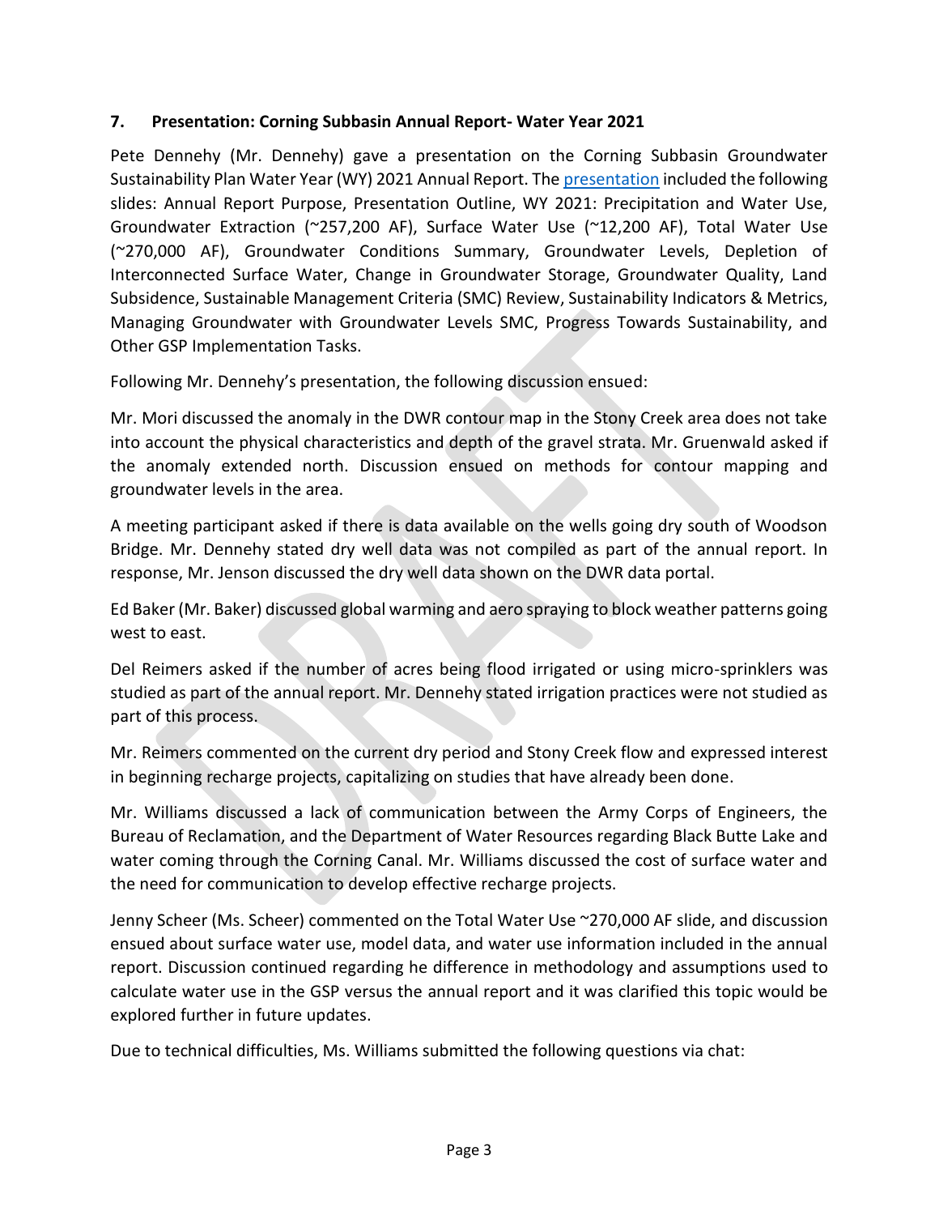### 7. Presentation: Corning Subbasin Annual Report- Water Year 2021

Pete Dennehy (Mr. Dennehy) gave a presentation on the Corning Subbasin Groundwater Sustainability Plan Water Year (WY) 2021 Annual Report. The presentation included the following slides: Annual Report Purpose, Presentation Outline, WY 2021: Precipitation and Water Use, Groundwater Extraction (~257,200 AF), Surface Water Use (~12,200 AF), Total Water Use (~270,000 AF), Groundwater Conditions Summary, Groundwater Levels, Depletion of Interconnected Surface Water, Change in Groundwater Storage, Groundwater Quality, Land Subsidence, Sustainable Management Criteria (SMC) Review, Sustainability Indicators & Metrics, Managing Groundwater with Groundwater Levels SMC, Progress Towards Sustainability, and Other GSP Implementation Tasks.

Following Mr. Dennehy's presentation, the following discussion ensued:

Mr. Mori discussed the anomaly in the DWR contour map in the Stony Creek area does not take into account the physical characteristics and depth of the gravel strata. Mr. Gruenwald asked if the anomaly extended north. Discussion ensued on methods for contour mapping and groundwater levels in the area.

A meeting participant asked if there is data available on the wells going dry south of Woodson Bridge. Mr. Dennehy stated dry well data was not compiled as part of the annual report. In response, Mr. Jenson discussed the dry well data shown on the DWR data portal.

Ed Baker (Mr. Baker) discussed global warming and aero spraying to block weather patterns going west to east.

Del Reimers asked if the number of acres being flood irrigated or using micro-sprinklers was studied as part of the annual report. Mr. Dennehy stated irrigation practices were not studied as part of this process.

Mr. Reimers commented on the current dry period and Stony Creek flow and expressed interest in beginning recharge projects, capitalizing on studies that have already been done.

Mr. Williams discussed a lack of communication between the Army Corps of Engineers, the Bureau of Reclamation, and the Department of Water Resources regarding Black Butte Lake and water coming through the Corning Canal. Mr. Williams discussed the cost of surface water and the need for communication to develop effective recharge projects.

Jenny Scheer (Ms. Scheer) commented on the Total Water Use ~270,000 AF slide, and discussion ensued about surface water use, model data, and water use information included in the annual report. Discussion continued regarding he difference in methodology and assumptions used to calculate water use in the GSP versus the annual report and it was clarified this topic would be explored further in future updates.

Due to technical difficulties, Ms. Williams submitted the following questions via chat: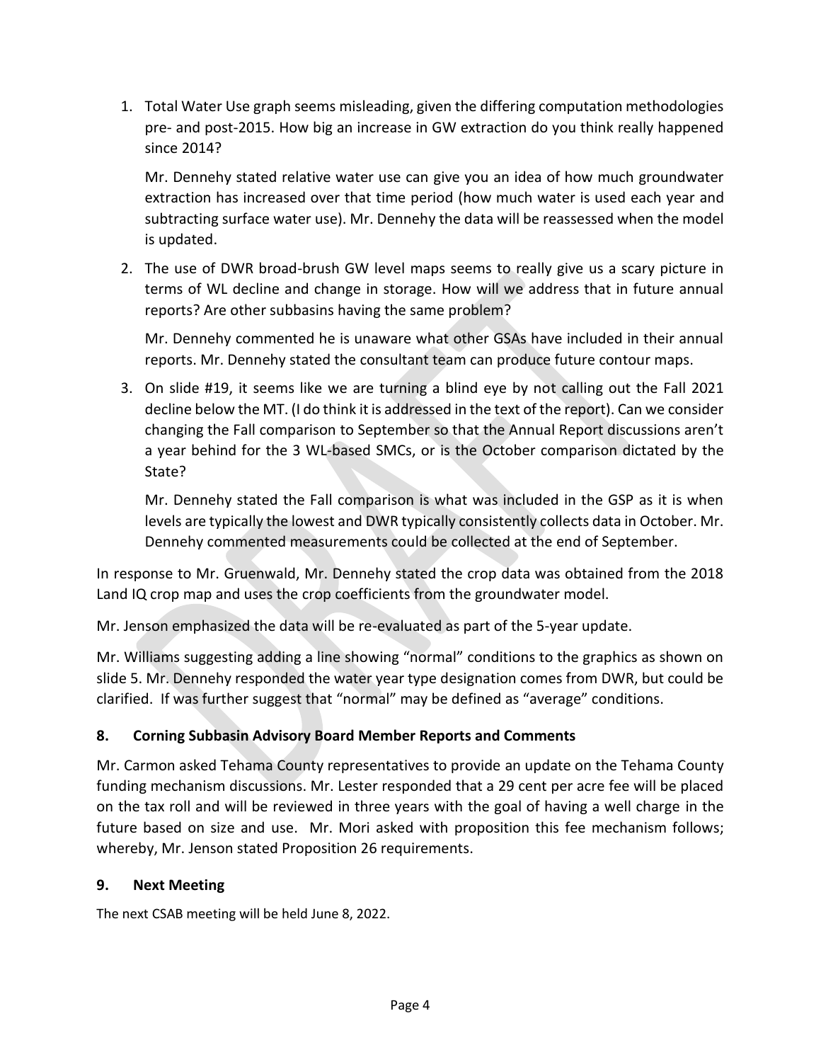1. Total Water Use graph seems misleading, given the differing computation methodologies pre- and post-2015. How big an increase in GW extraction do you think really happened since 2014?

   Mr. Dennehy stated relative water use can give you an idea of how much groundwater extraction has increased over that time period (how much water is used each year and subtracting surface water use). Mr. Dennehy the data will be reassessed when the model is updated.

2. The use of DWR broad-brush GW level maps seems to really give us a scary picture in terms of WL decline and change in storage. How will we address that in future annual reports? Are other subbasins having the same problem?

   Mr. Dennehy commented he is unaware what other GSAs have included in their annual reports. Mr. Dennehy stated the consultant team can produce future contour maps.

3. On slide #19, it seems like we are turning a blind eye by not calling out the Fall 2021 decline below the MT. (I do think it is addressed in the text of the report). Can we consider changing the Fall comparison to September so that the Annual Report discussions aren't a year behind for the 3 WL-based SMCs, or is the October comparison dictated by the State?

   Mr. Dennehy stated the Fall comparison is what was included in the GSP as it is when levels are typically the lowest and DWR typically consistently collects data in October. Mr. Dennehy commented measurements could be collected at the end of September.

In response to Mr. Gruenwald, Mr. Dennehy stated the crop data was obtained from the 2018 Land IQ crop map and uses the crop coefficients from the groundwater model.

Mr. Jenson emphasized the data will be re-evaluated as part of the 5-year update.

Mr. Williams suggesting adding a line showing "normal" conditions to the graphics as shown on slide 5. Mr. Dennehy responded the water year type designation comes from DWR, but could be clarified. If was further suggest that "normal" may be defined as "average" conditions.

## 8. Corning Subbasin Advisory Board Member Reports and Comments

Mr. Carmon asked Tehama County representatives to provide an update on the Tehama County funding mechanism discussions. Mr. Lester responded that a 29 cent per acre fee will be placed on the tax roll and will be reviewed in three years with the goal of having a well charge in the future based on size and use. Mr. Mori asked with proposition this fee mechanism follows; whereby, Mr. Jenson stated Proposition 26 requirements.

## 9. Next Meeting

The next CSAB meeting will be held June 8, 2022.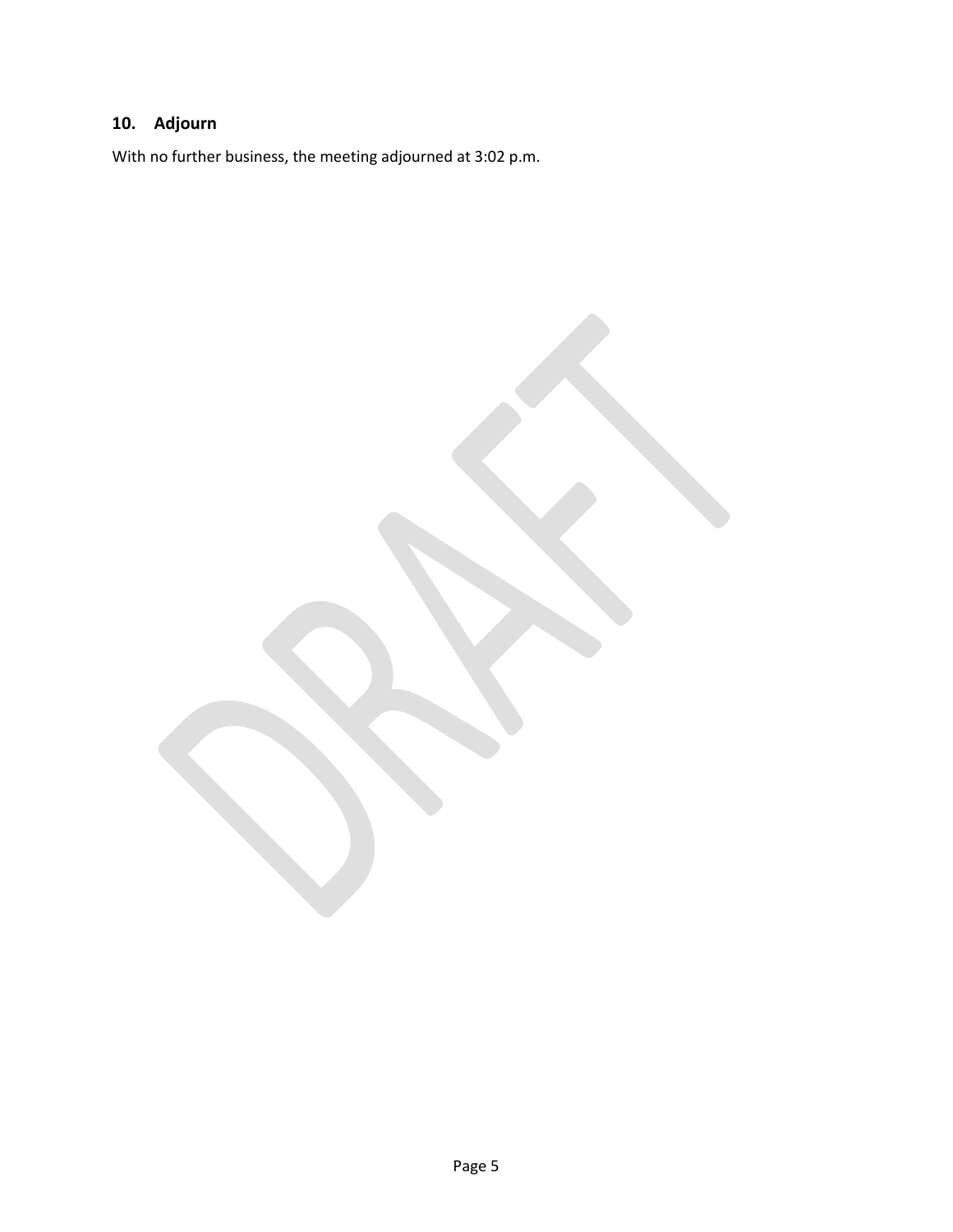## 10. Adjourn

With no further business, the meeting adjourned at 3:02 p.m.